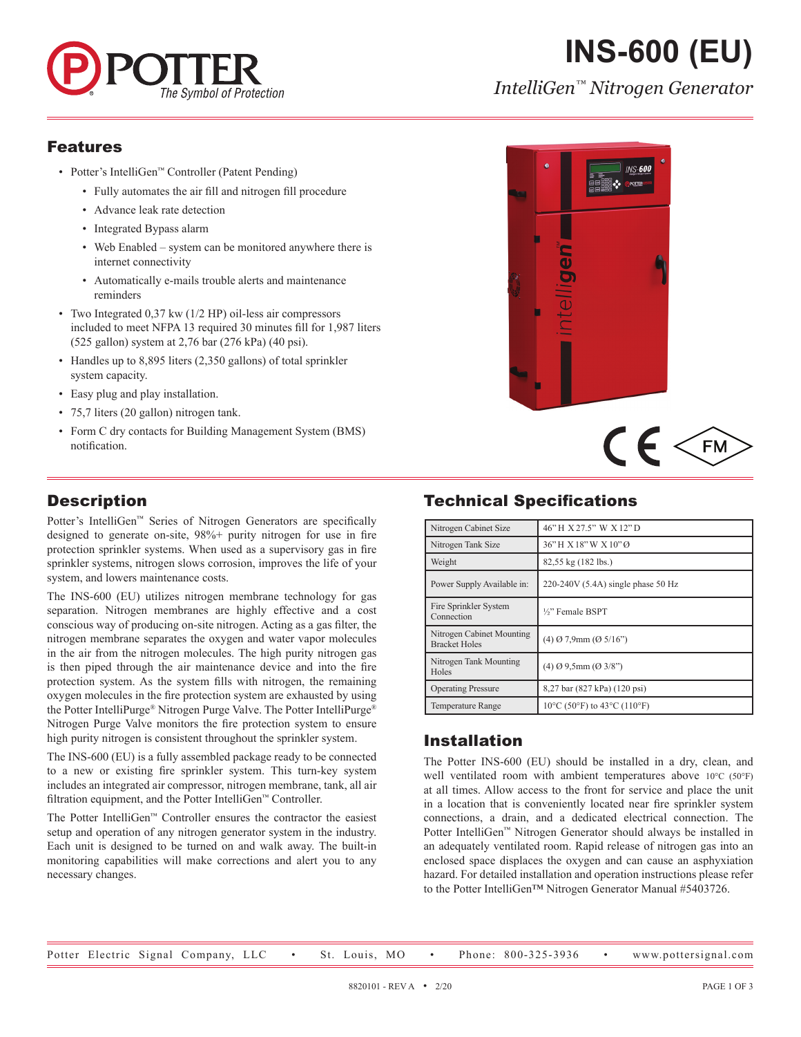# INS-600 (EU)

*IntelliGen™ Nitrogen Generator*

## Features

- Potter's IntelliGen™ Controller (Patent Pending)
  - Fully automates the air fill and nitrogen fill procedure
  - Advance leak rate detection
  - Integrated Bypass alarm
  - Web Enabled – system can be monitored anywhere there is internet connectivity
  - Automatically e-mails trouble alerts and maintenance reminders
- Two Integrated 0,37 kw (1/2 HP) oil-less air compressors included to meet NFPA 13 required 30 minutes fill for 1,987 liters (525 gallon) system at 2,76 bar (276 kPa) (40 psi).
- Handles up to 8,895 liters (2,350 gallons) of total sprinkler system capacity.
- Easy plug and play installation.
- 75,7 liters (20 gallon) nitrogen tank.
- Form C dry contacts for Building Management System (BMS) notification.

## Description

Potter's IntelliGen™ Series of Nitrogen Generators are specifically designed to generate on-site, 98%+ purity nitrogen for use in fire protection sprinkler systems. When used as a supervisory gas in fire sprinkler systems, nitrogen slows corrosion, improves the life of your system, and lowers maintenance costs.

The INS-600 (EU) utilizes nitrogen membrane technology for gas separation. Nitrogen membranes are highly effective and a cost conscious way of producing on-site nitrogen. Acting as a gas filter, the nitrogen membrane separates the oxygen and water vapor molecules in the air from the nitrogen molecules. The high purity nitrogen gas is then piped through the air maintenance device and into the fire protection system. As the system fills with nitrogen, the remaining oxygen molecules in the fire protection system are exhausted by using the Potter IntelliPurge® Nitrogen Purge Valve. The Potter IntelliPurge® Nitrogen Purge Valve monitors the fire protection system to ensure high purity nitrogen is consistent throughout the sprinkler system.

The INS-600 (EU) is a fully assembled package ready to be connected to a new or existing fire sprinkler system. This turn-key system includes an integrated air compressor, nitrogen membrane, tank, all air filtration equipment, and the Potter IntelliGen™ Controller.

The Potter IntelliGen™ Controller ensures the contractor the easiest setup and operation of any nitrogen generator system in the industry. Each unit is designed to be turned on and walk away. The built-in monitoring capabilities will make corrections and alert you to any necessary changes.

## Technical Specifications

| | |
|---|---|
| Nitrogen Cabinet Size | 46" H X 27.5" W X 12" D |
| Nitrogen Tank Size | 36" H X 18" W X 10" Ø |
| Weight | 82,55 kg (182 lbs.) |
| Power Supply Available in: | 220-240V (5.4A) single phase 50 Hz |
| Fire Sprinkler System Connection | ½" Female BSPT |
| Nitrogen Cabinet Mounting Bracket Holes | (4) Ø 7,9mm (Ø 5/16") |
| Nitrogen Tank Mounting Holes | (4) Ø 9,5mm (Ø 3/8") |
| Operating Pressure | 8,27 bar (827 kPa) (120 psi) |
| Temperature Range | 10°C (50°F) to 43°C (110°F) |

## Installation

The Potter INS-600 (EU) should be installed in a dry, clean, and well ventilated room with ambient temperatures above 10°C (50°F) at all times. Allow access to the front for service and place the unit in a location that is conveniently located near fire sprinkler system connections, a drain, and a dedicated electrical connection. The Potter IntelliGen™ Nitrogen Generator should always be installed in an adequately ventilated room. Rapid release of nitrogen gas into an enclosed space displaces the oxygen and can cause an asphyxiation hazard. For detailed installation and operation instructions please refer to the Potter IntelliGen™ Nitrogen Generator Manual #5403726.

Potter Electric Signal Company, LLC • St. Louis, MO • Phone: 800-325-3936 • www.pottersignal.com

8820101 - REV A • 2/20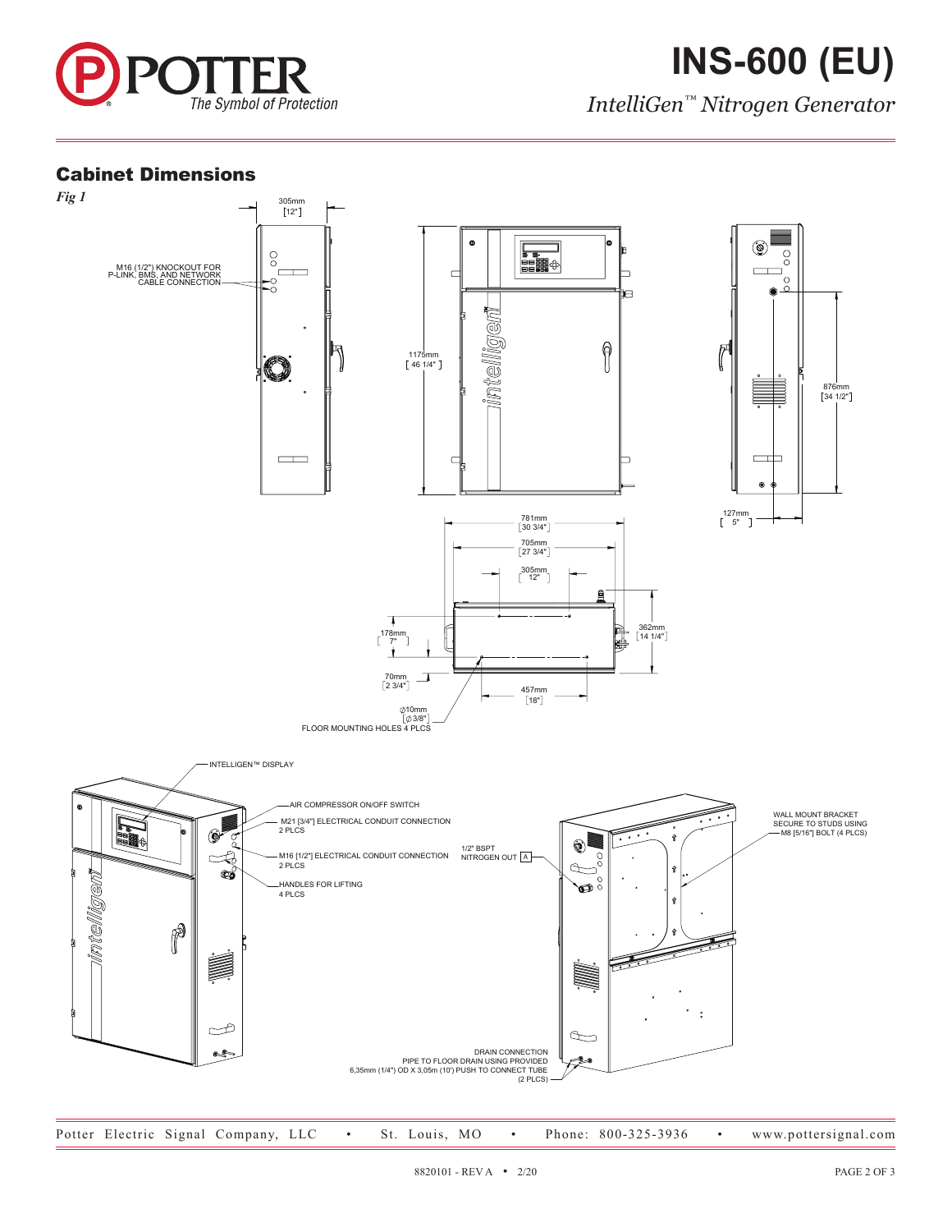# INS-600 (EU)

*IntelliGen™ Nitrogen Generator*

## Cabinet Dimensions

*Fig 1*

305mm [12"]

M16 (1/2") KNOCKOUT FOR P-LINK, BMS, AND NETWORK CABLE CONNECTION

1175mm [46 1/4"]

876mm [34 1/2"]

127mm [5"]

781mm [30 3/4"]

705mm [27 3/4"]

305mm [12"]

362mm [14 1/4"]

178mm [7"]

70mm [2 3/4"]

457mm [18"]

∅10mm [∅3/8"] FLOOR MOUNTING HOLES 4 PLCS

INTELLIGEN™ DISPLAY

AIR COMPRESSOR ON/OFF SWITCH

M21 [3/4"] ELECTRICAL CONDUIT CONNECTION 2 PLCS

M16 [1/2"] ELECTRICAL CONDUIT CONNECTION 2 PLCS

HANDLES FOR LIFTING 4 PLCS

1/2" BSPT NITROGEN OUT A

WALL MOUNT BRACKET SECURE TO STUDS USING M8 [5/16"] BOLT (4 PLCS)

DRAIN CONNECTION PIPE TO FLOOR DRAIN USING PROVIDED 6,35mm (1/4") OD X 3,05m (10') PUSH TO CONNECT TUBE (2 PLCS)

Potter Electric Signal Company, LLC • St. Louis, MO • Phone: 800-325-3936 • www.pottersignal.com

8820101 - REV A • 2/20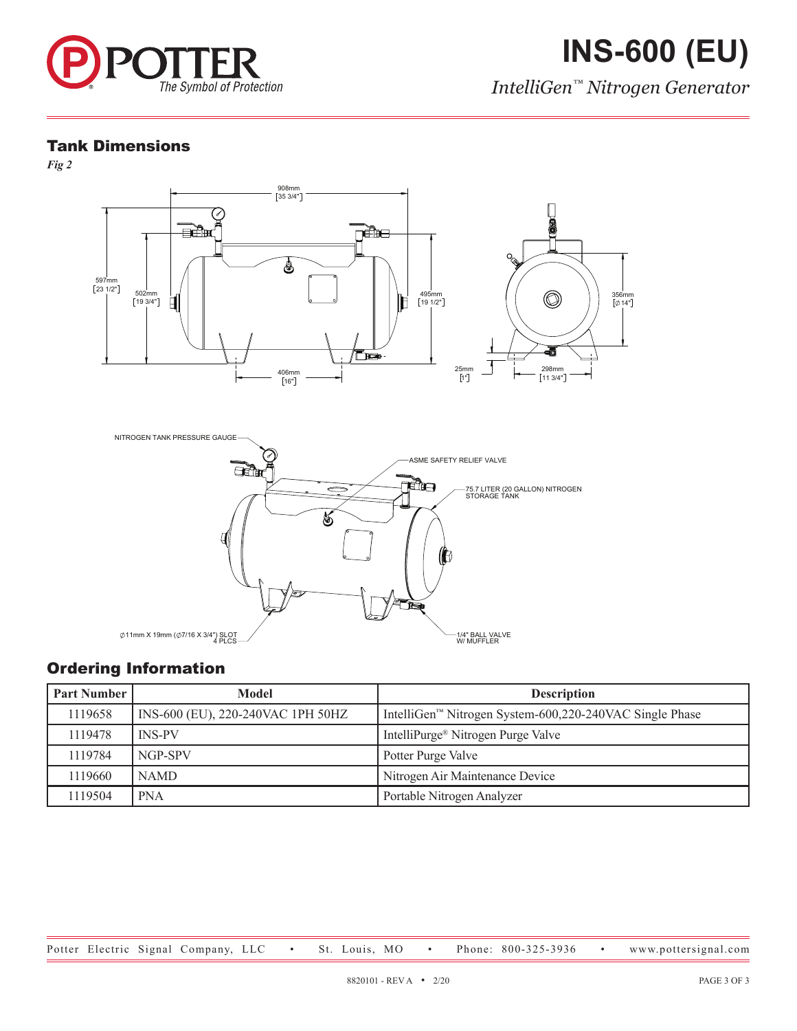# INS-600 (EU)

*IntelliGen™ Nitrogen Generator*

## Tank Dimensions

*Fig 2*

908mm
[35 3/4"]

597mm
[23 1/2"]

502mm
[19 3/4"]

495mm
[19 1/2"]

406mm
[16"]

25mm
[1"]

298mm
[11 3/4"]

356mm
[∅14"]

NITROGEN TANK PRESSURE GAUGE

ASME SAFETY RELIEF VALVE

75.7 LITER (20 GALLON) NITROGEN STORAGE TANK

∅11mm X 19mm (∅7/16 X 3/4") SLOT 4 PLCS

1/4" BALL VALVE W/ MUFFLER

## Ordering Information

| Part Number | Model | Description |
|---|---|---|
| 1119658 | INS-600 (EU), 220-240VAC 1PH 50HZ | IntelliGen™ Nitrogen System-600,220-240VAC Single Phase |
| 1119478 | INS-PV | IntelliPurge® Nitrogen Purge Valve |
| 1119784 | NGP-SPV | Potter Purge Valve |
| 1119660 | NAMD | Nitrogen Air Maintenance Device |
| 1119504 | PNA | Portable Nitrogen Analyzer |

Potter Electric Signal Company, LLC • St. Louis, MO • Phone: 800-325-3936 • www.pottersignal.com

8820101 - REV A • 2/20